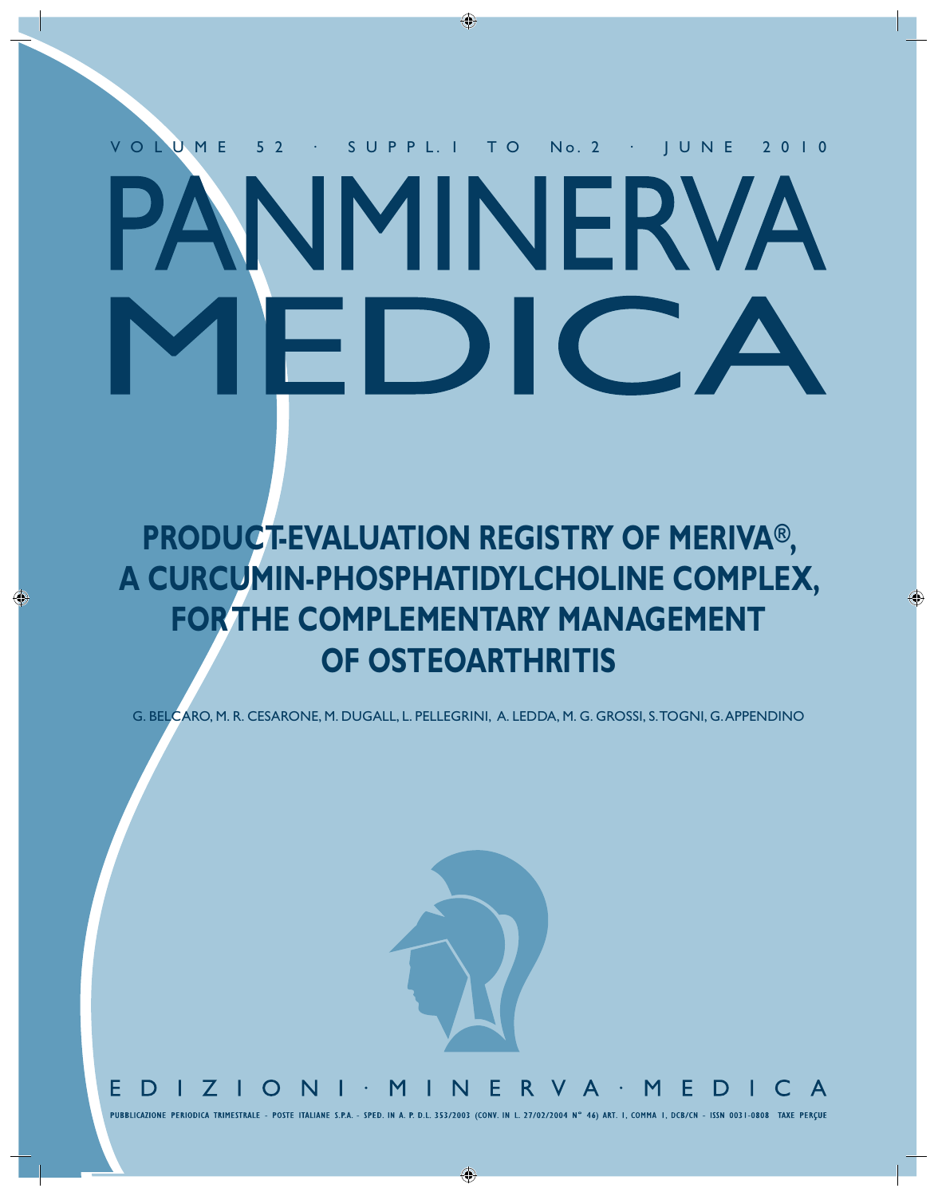VOLUME 52 · SUPPL. 1 TO No. 2 · JUNE 2010

# PANMINERVA MEDICA

## PRODUCT-EVALUATION REGISTRY OF MERIVA®, A CURCUMIN-PHOSPHATIDYLCHOLINE COMPLEX, FOR THE COMPLEMENTARY MANAGEMENT OF OSTEOARTHRITIS

G. BELCARO, M. R. CESARONE, M. DUGALL, L. PELLEGRINI, A. LEDDA, M. G. GROSSI, S. TOGNI, G. APPENDINO

EDIZIONI · MINERVA · MEDICA

PUBBLICAZIONE PERIODICA TRIMESTRALE - POSTE ITALIANE S.P.A. - SPED. IN A. P. D.L. 353/2003 (CONV. IN L. 27/02/2004 N° 46) ART. 1, COMMA 1, DCB/CN - ISSN 0031-0808 TAXE PERÇUE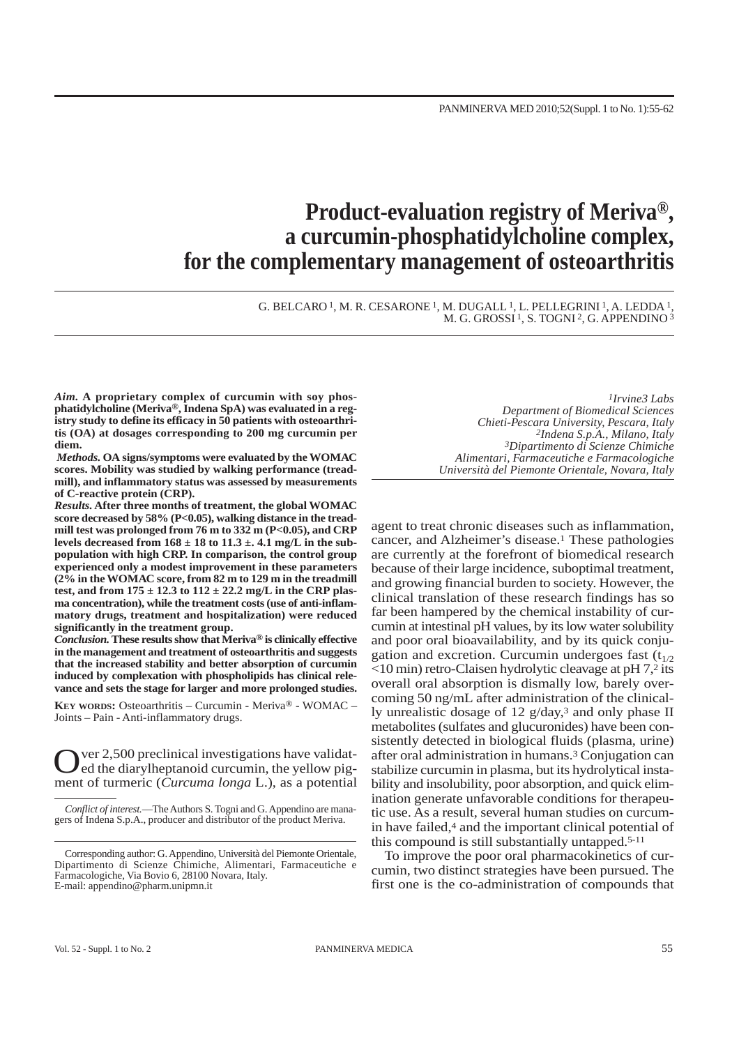# Product-evaluation registry of Meriva®, a curcumin-phosphatidylcholine complex, for the complementary management of osteoarthritis

G. BELCARO [1], M. R. CESARONE [1], M. DUGALL [1], L. PELLEGRINI [1], A. LEDDA [1], M. G. GROSSI [1], S. TOGNI [2], G. APPENDINO [3]

*[1]Irvine3 Labs*
*Department of Biomedical Sciences*
*Chieti-Pescara University, Pescara, Italy*
*[2]Indena S.p.A., Milano, Italy*
*[3]Dipartimento di Scienze Chimiche*
*Alimentari, Farmaceutiche e Farmacologiche*
*Università del Piemonte Orientale, Novara, Italy*

***Aim.*** **A proprietary complex of curcumin with soy phosphatidylcholine (Meriva®, Indena SpA) was evaluated in a registry study to define its efficacy in 50 patients with osteoarthritis (OA) at dosages corresponding to 200 mg curcumin per diem.**

***Methods.*** **OA signs/symptoms were evaluated by the WOMAC scores. Mobility was studied by walking performance (treadmill), and inflammatory status was assessed by measurements of C-reactive protein (CRP).**

***Results.*** **After three months of treatment, the global WOMAC score decreased by 58% ($P<0.05$), walking distance in the treadmill test was prolonged from 76 m to 332 m ($P<0.05$), and CRP levels decreased from 168 ± 18 to 11.3 ±. 4.1 mg/L in the subpopulation with high CRP. In comparison, the control group experienced only a modest improvement in these parameters (2% in the WOMAC score, from 82 m to 129 m in the treadmill test, and from 175 ± 12.3 to 112 ± 22.2 mg/L in the CRP plasma concentration), while the treatment costs (use of anti-inflammatory drugs, treatment and hospitalization) were reduced significantly in the treatment group.**

***Conclusion.*** **These results show that Meriva® is clinically effective in the management and treatment of osteoarthritis and suggests that the increased stability and better absorption of curcumin induced by complexation with phospholipids has clinical relevance and sets the stage for larger and more prolonged studies.**

**Key words:** Osteoarthritis – Curcumin - Meriva® - WOMAC – Joints – Pain - Anti-inflammatory drugs.

Over 2,500 preclinical investigations have validated the diarylheptanoid curcumin, the yellow pigment of turmeric (*Curcuma longa* L.), as a potential agent to treat chronic diseases such as inflammation, cancer, and Alzheimer's disease.[1] These pathologies are currently at the forefront of biomedical research because of their large incidence, suboptimal treatment, and growing financial burden to society. However, the clinical translation of these research findings has so far been hampered by the chemical instability of curcumin at intestinal pH values, by its low water solubility and poor oral bioavailability, and by its quick conjugation and excretion. Curcumin undergoes fast ($t_{1/2}$ <10 min) retro-Claisen hydrolytic cleavage at pH 7,[2] its overall oral absorption is dismally low, barely overcoming 50 ng/mL after administration of the clinically unrealistic dosage of 12 g/day,[3] and only phase II metabolites (sulfates and glucuronides) have been consistently detected in biological fluids (plasma, urine) after oral administration in humans.[3] Conjugation can stabilize curcumin in plasma, but its hydrolytical instability and insolubility, poor absorption, and quick elimination generate unfavorable conditions for therapeutic use. As a result, several human studies on curcumin have failed,[4] and the important clinical potential of this compound is still substantially untapped.[5-11]

To improve the poor oral pharmacokinetics of curcumin, two distinct strategies have been pursued. The first one is the co-administration of compounds that

*Conflict of interest.*—The Authors S. Togni and G. Appendino are managers of Indena S.p.A., producer and distributor of the product Meriva.

Corresponding author: G. Appendino, Università del Piemonte Orientale, Dipartimento di Scienze Chimiche, Alimentari, Farmaceutiche e Farmacologiche, Via Bovio 6, 28100 Novara, Italy.
E-mail: appendino@pharm.unipmn.it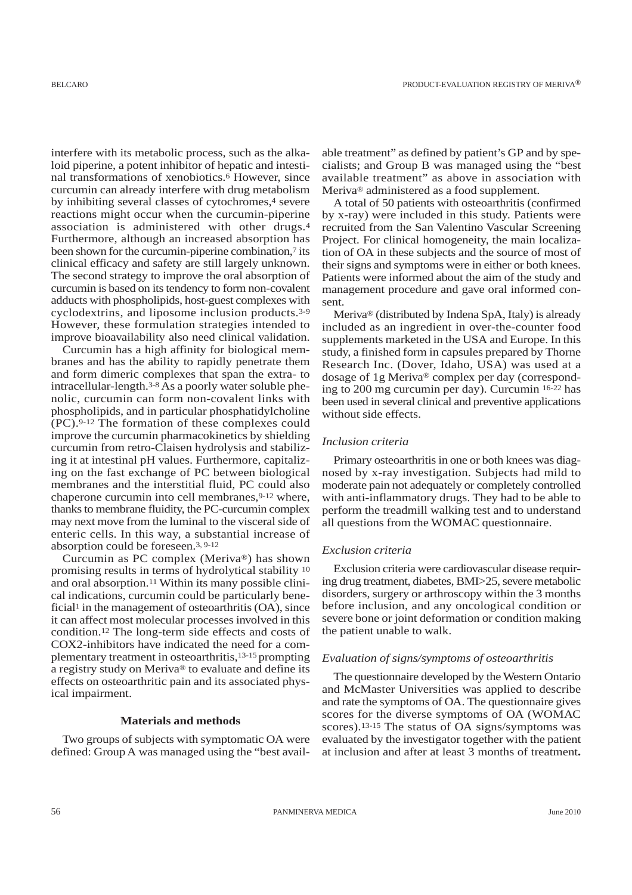interfere with its metabolic process, such as the alkaloid piperine, a potent inhibitor of hepatic and intestinal transformations of xenobiotics.[6] However, since curcumin can already interfere with drug metabolism by inhibiting several classes of cytochromes,[4] severe reactions might occur when the curcumin-piperine association is administered with other drugs.[4] Furthermore, although an increased absorption has been shown for the curcumin-piperine combination,[7] its clinical efficacy and safety are still largely unknown. The second strategy to improve the oral absorption of curcumin is based on its tendency to form non-covalent adducts with phospholipids, host-guest complexes with cyclodextrins, and liposome inclusion products.[3-9] However, these formulation strategies intended to improve bioavailability also need clinical validation.

Curcumin has a high affinity for biological membranes and has the ability to rapidly penetrate them and form dimeric complexes that span the extra- to intracellular-length.[3-8] As a poorly water soluble phenolic, curcumin can form non-covalent links with phospholipids, and in particular phosphatidylcholine (PC).[9-12] The formation of these complexes could improve the curcumin pharmacokinetics by shielding curcumin from retro-Claisen hydrolysis and stabilizing it at intestinal pH values. Furthermore, capitalizing on the fast exchange of PC between biological membranes and the interstitial fluid, PC could also chaperone curcumin into cell membranes,[9-12] where, thanks to membrane fluidity, the PC-curcumin complex may next move from the luminal to the visceral side of enteric cells. In this way, a substantial increase of absorption could be foreseen.[3, 9-12]

Curcumin as PC complex (Meriva®) has shown promising results in terms of hydrolytical stability [10] and oral absorption.[11] Within its many possible clinical indications, curcumin could be particularly beneficial[1] in the management of osteoarthritis (OA), since it can affect most molecular processes involved in this condition.[12] The long-term side effects and costs of COX2-inhibitors have indicated the need for a complementary treatment in osteoarthritis,[13-15] prompting a registry study on Meriva® to evaluate and define its effects on osteoarthritic pain and its associated physical impairment.

## Materials and methods

Two groups of subjects with symptomatic OA were defined: Group A was managed using the "best available treatment" as defined by patient's GP and by specialists; and Group B was managed using the "best available treatment" as above in association with Meriva® administered as a food supplement.

A total of 50 patients with osteoarthritis (confirmed by x-ray) were included in this study. Patients were recruited from the San Valentino Vascular Screening Project. For clinical homogeneity, the main localization of OA in these subjects and the source of most of their signs and symptoms were in either or both knees. Patients were informed about the aim of the study and management procedure and gave oral informed consent.

Meriva® (distributed by Indena SpA, Italy) is already included as an ingredient in over-the-counter food supplements marketed in the USA and Europe. In this study, a finished form in capsules prepared by Thorne Research Inc. (Dover, Idaho, USA) was used at a dosage of 1g Meriva® complex per day (corresponding to 200 mg curcumin per day). Curcumin [16-22] has been used in several clinical and preventive applications without side effects.

### *Inclusion criteria*

Primary osteoarthritis in one or both knees was diagnosed by x-ray investigation. Subjects had mild to moderate pain not adequately or completely controlled with anti-inflammatory drugs. They had to be able to perform the treadmill walking test and to understand all questions from the WOMAC questionnaire.

### *Exclusion criteria*

Exclusion criteria were cardiovascular disease requiring drug treatment, diabetes, BMI>25, severe metabolic disorders, surgery or arthroscopy within the 3 months before inclusion, and any oncological condition or severe bone or joint deformation or condition making the patient unable to walk.

### *Evaluation of signs/symptoms of osteoarthritis*

The questionnaire developed by the Western Ontario and McMaster Universities was applied to describe and rate the symptoms of OA. The questionnaire gives scores for the diverse symptoms of OA (WOMAC scores).[13-15] The status of OA signs/symptoms was evaluated by the investigator together with the patient at inclusion and after at least 3 months of treatment.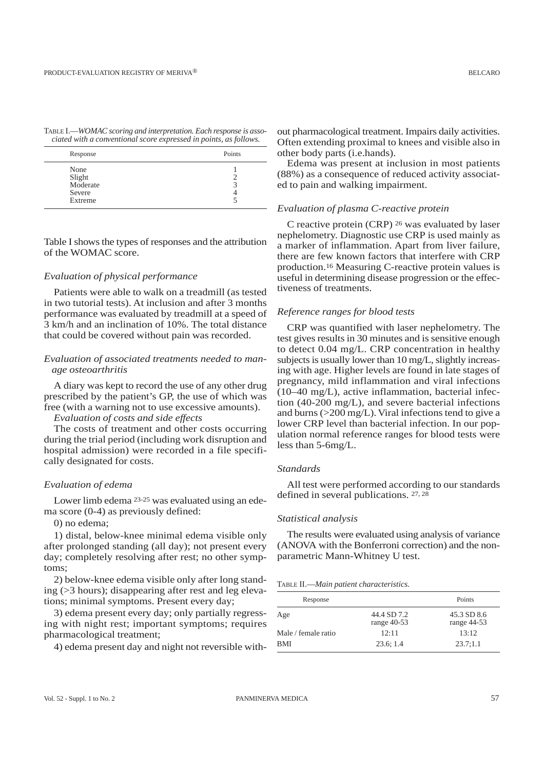TABLE I.—*WOMAC scoring and interpretation. Each response is associated with a conventional score expressed in points, as follows.*

| Response | Points |
|---|---|
| None | 1 |
| Slight | 2 |
| Moderate | 3 |
| Severe | 4 |
| Extreme | 5 |

Table I shows the types of responses and the attribution of the WOMAC score.

### *Evaluation of physical performance*

Patients were able to walk on a treadmill (as tested in two tutorial tests). At inclusion and after 3 months performance was evaluated by treadmill at a speed of 3 km/h and an inclination of 10%. The total distance that could be covered without pain was recorded.

### *Evaluation of associated treatments needed to manage osteoarthritis*

A diary was kept to record the use of any other drug prescribed by the patient's GP, the use of which was free (with a warning not to use excessive amounts).

*Evaluation of costs and side effects*

The costs of treatment and other costs occurring during the trial period (including work disruption and hospital admission) were recorded in a file specifically designated for costs.

### *Evaluation of edema*

Lower limb edema [23-25] was evaluated using an edema score (0-4) as previously defined:

0) no edema;

1) distal, below-knee minimal edema visible only after prolonged standing (all day); not present every day; completely resolving after rest; no other symptoms;

2) below-knee edema visible only after long standing (>3 hours); disappearing after rest and leg elevations; minimal symptoms. Present every day;

3) edema present every day; only partially regressing with night rest; important symptoms; requires pharmacological treatment;

4) edema present day and night not reversible without pharmacological treatment. Impairs daily activities. Often extending proximal to knees and visible also in other body parts (i.e.hands).

Edema was present at inclusion in most patients (88%) as a consequence of reduced activity associated to pain and walking impairment.

### *Evaluation of plasma C-reactive protein*

C reactive protein (CRP) [26] was evaluated by laser nephelometry. Diagnostic use CRP is used mainly as a marker of inflammation. Apart from liver failure, there are few known factors that interfere with CRP production.[16] Measuring C-reactive protein values is useful in determining disease progression or the effectiveness of treatments.

### *Reference ranges for blood tests*

CRP was quantified with laser nephelometry. The test gives results in 30 minutes and is sensitive enough to detect 0.04 mg/L. CRP concentration in healthy subjects is usually lower than 10 mg/L, slightly increasing with age. Higher levels are found in late stages of pregnancy, mild inflammation and viral infections (10–40 mg/L), active inflammation, bacterial infection (40-200 mg/L), and severe bacterial infections and burns (>200 mg/L). Viral infections tend to give a lower CRP level than bacterial infection. In our population normal reference ranges for blood tests were less than 5-6mg/L.

### *Standards*

All test were performed according to our standards defined in several publications. [27, 28]

### *Statistical analysis*

The results were evaluated using analysis of variance (ANOVA with the Bonferroni correction) and the nonparametric Mann-Whitney U test.

TABLE II.—*Main patient characteristics.*

| Response | | Points |
|---|---|---|
| Age | 44.4 SD 7.2 range 40-53 | 45.3 SD 8.6 range 44-53 |
| Male / female ratio | 12:11 | 13:12 |
| BMI | 23.6; 1.4 | 23.7;1.1 |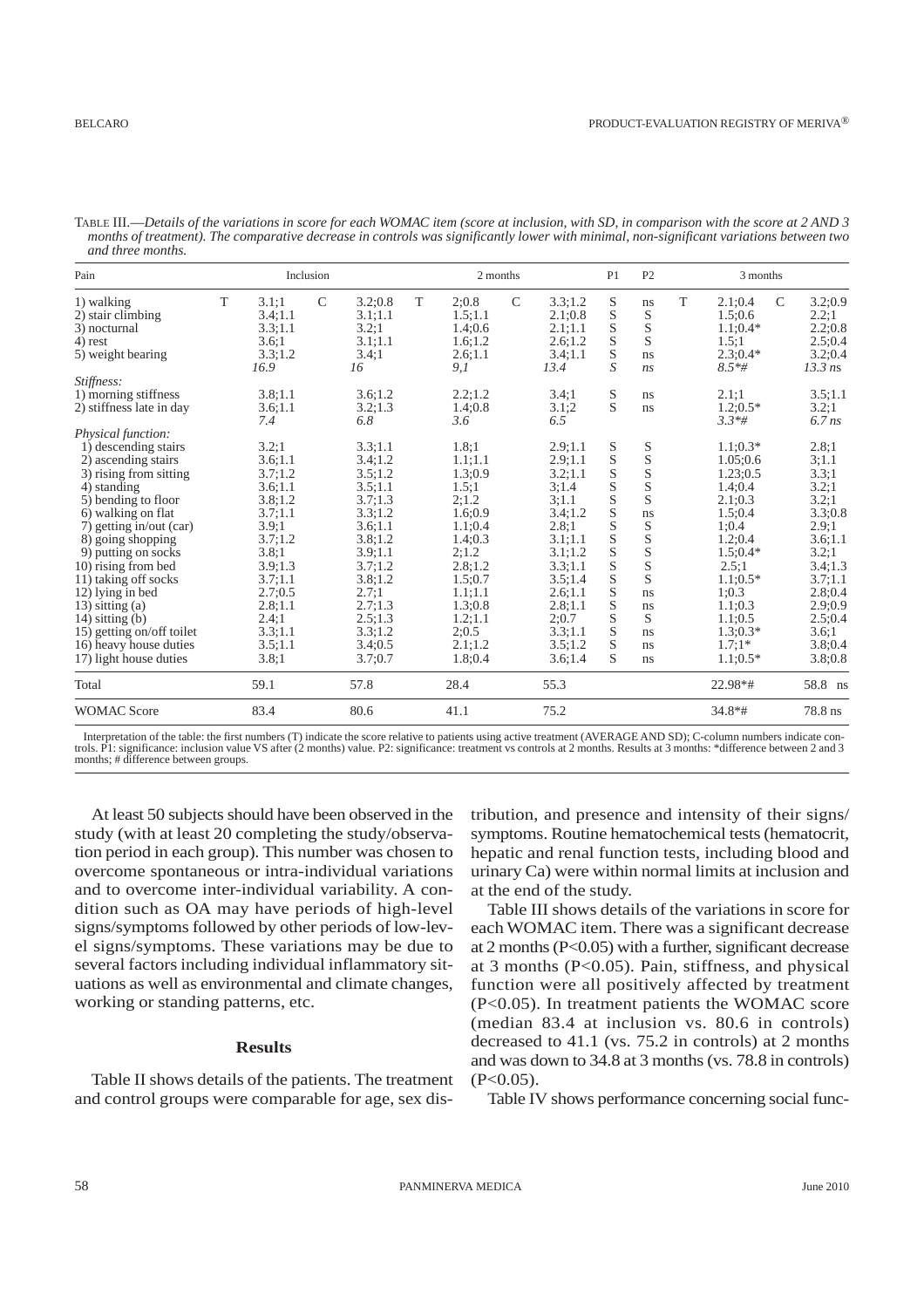TABLE III.—*Details of the variations in score for each WOMAC item (score at inclusion, with SD, in comparison with the score at 2 AND 3 months of treatment). The comparative decrease in controls was significantly lower with minimal, non-significant variations between two and three months.*

| Pain | Inclusion T | Inclusion C | 2 months T | 2 months C | P1 | P2 | 3 months T | 3 months C |
|---|---|---|---|---|---|---|---|---|
| 1) walking | 3.1;1 | 3.2;0.8 | 2;0.8 | 3.3;1.2 | S | ns | 2.1;0.4 | 3.2;0.9 |
| 2) stair climbing | 3.4;1.1 | 3.1;1.1 | 1.5;1.1 | 2.1;0.8 | S | S | 1.5;0.6 | 2.2;1 |
| 3) nocturnal | 3.3;1.1 | 3.2;1 | 1.4;0.6 | 2.1;1.1 | S | S | 1.1;0.4* | 2.2;0.8 |
| 4) rest | 3.6;1 | 3.1;1.1 | 1.6;1.2 | 2.6;1.2 | S | S | 1.5;1 | 2.5;0.4 |
| 5) weight bearing | 3.3;1.2 | 3.4;1 | 2.6;1.1 | 3.4;1.1 | S | ns | 2.3;0.4* | 3.2;0.4 |
| | *16.9* | *16* | *9,1* | *13.4* | *S* | *ns* | *8.5*#* | *13.3 ns* |
| *Stiffness:* | | | | | | | | |
| 1) morning stiffness | 3.8;1.1 | 3.6;1.2 | 2.2;1.2 | 3.4;1 | S | ns | 2.1;1 | 3.5;1.1 |
| 2) stiffness late in day | 3.6;1.1 | 3.2;1.3 | 1.4;0.8 | 3.1;2 | S | ns | 1.2;0.5* | 3.2;1 |
| | *7.4* | *6.8* | *3.6* | *6.5* | | | *3.3*#* | *6.7 ns* |
| *Physical function:* | | | | | | | | |
| 1) descending stairs | 3.2;1 | 3.3;1.1 | 1.8;1 | 2.9;1.1 | S | S | 1.1;0.3* | 2.8;1 |
| 2) ascending stairs | 3.6;1.1 | 3.4;1.2 | 1.1;1.1 | 2.9;1.1 | S | S | 1.05;0.6 | 3;1.1 |
| 3) rising from sitting | 3.7;1.2 | 3.5;1.2 | 1.3;0.9 | 3.2;1.1 | S | S | 1.23;0.5 | 3.3;1 |
| 4) standing | 3.6;1.1 | 3.5;1.1 | 1.5;1 | 3;1.4 | S | S | 1.4;0.4 | 3.2;1 |
| 5) bending to floor | 3.8;1.2 | 3.7;1.3 | 2;1.2 | 3;1.1 | S | S | 2.1;0.3 | 3.2;1 |
| 6) walking on flat | 3.7;1.1 | 3.3;1.2 | 1.6;0.9 | 3.4;1.2 | S | ns | 1.5;0.4 | 3.3;0.8 |
| 7) getting in/out (car) | 3.9;1 | 3.6;1.1 | 1.1;0.4 | 2.8;1 | S | S | 1;0.4 | 2.9;1 |
| 8) going shopping | 3.7;1.2 | 3.8;1.2 | 1.4;0.3 | 3.1;1.1 | S | S | 1.2;0.4 | 3.6;1.1 |
| 9) putting on socks | 3.8;1 | 3.9;1.1 | 2;1.2 | 3.1;1.2 | S | S | 1.5;0.4* | 3.2;1 |
| 10) rising from bed | 3.9;1.3 | 3.7;1.2 | 2.8;1.2 | 3.3;1.1 | S | S | 2.5;1 | 3.4;1.3 |
| 11) taking off socks | 3.7;1.1 | 3.8;1.2 | 1.5;0.7 | 3.5;1.4 | S | S | 1.1;0.5* | 3.7;1.1 |
| 12) lying in bed | 2.7;0.5 | 2.7;1 | 1.1;1.1 | 2.6;1.1 | S | ns | 1;0.3 | 2.8;0.4 |
| 13) sitting (a) | 2.8;1.1 | 2.7;1.3 | 1.3;0.8 | 2.8;1.1 | S | ns | 1.1;0.3 | 2.9;0.9 |
| 14) sitting (b) | 2.4;1 | 2.5;1.3 | 1.2;1.1 | 2;0.7 | S | S | 1.1;0.5 | 2.5;0.4 |
| 15) getting on/off toilet | 3.3;1.1 | 3.3;1.2 | 2;0.5 | 3.3;1.1 | S | ns | 1.3;0.3* | 3.6;1 |
| 16) heavy house duties | 3.5;1.1 | 3.4;0.5 | 2.1;1.2 | 3.5;1.2 | S | ns | 1.7;1* | 3.8;0.4 |
| 17) light house duties | 3.8;1 | 3.7;0.7 | 1.8;0.4 | 3.6;1.4 | S | ns | 1.1;0.5* | 3.8;0.8 |
| Total | 59.1 | 57.8 | 28.4 | 55.3 | | | 22.98*# | 58.8 ns |
| WOMAC Score | 83.4 | 80.6 | 41.1 | 75.2 | | | 34.8*# | 78.8 ns |

Interpretation of the table: the first numbers (T) indicate the score relative to patients using active treatment (AVERAGE AND SD); C-column numbers indicate controls. P1: significance: inclusion value VS after (2 months) value. P2: significance: treatment vs controls at 2 months. Results at 3 months: *difference between 2 and 3 months; # difference between groups.

At least 50 subjects should have been observed in the study (with at least 20 completing the study/observation period in each group). This number was chosen to overcome spontaneous or intra-individual variations and to overcome inter-individual variability. A condition such as OA may have periods of high-level signs/symptoms followed by other periods of low-level signs/symptoms. These variations may be due to several factors including individual inflammatory situations as well as environmental and climate changes, working or standing patterns, etc.

## Results

Table II shows details of the patients. The treatment and control groups were comparable for age, sex distribution, and presence and intensity of their signs/symptoms. Routine hematochemical tests (hematocrit, hepatic and renal function tests, including blood and urinary Ca) were within normal limits at inclusion and at the end of the study.

Table III shows details of the variations in score for each WOMAC item. There was a significant decrease at 2 months ($P<0.05$) with a further, significant decrease at 3 months ($P<0.05$). Pain, stiffness, and physical function were all positively affected by treatment ($P<0.05$). In treatment patients the WOMAC score (median 83.4 at inclusion vs. 80.6 in controls) decreased to 41.1 (vs. 75.2 in controls) at 2 months and was down to 34.8 at 3 months (vs. 78.8 in controls) ($P<0.05$).

Table IV shows performance concerning social func-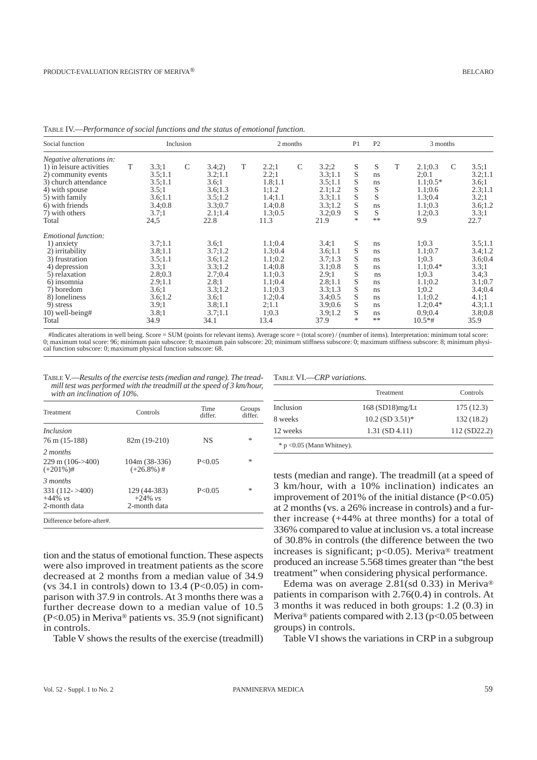TABLE IV.—*Performance of social functions and the status of emotional function.*

| Social function | Inclusion | | | | 2 months | | | | P1 | P2 | 3 months | | | |
|---|---|---|---|---|---|---|---|---|---|---|---|---|---|---|
| *Negative alterations in:* | | | | | | | | | | | | | | |
| 1) in leisure activities | T | 3.3;1 | C | 3.4;2) | T | 2.2;1 | C | 3.2;2 | S | S | T | 2.1;0.3 | C | 3.5;1 |
| 2) community events | | 3.5;1.1 | | 3.2;1.1 | | 2.2;1 | | 3.3;1.1 | S | ns | | 2;0.1 | | 3.2;1.1 |
| 3) church attendance | | 3.5;1.1 | | 3.6;1 | | 1.8;1.1 | | 3.5;1.1 | S | ns | | 1.1;0.5* | | 3.6;1 |
| 4) with spouse | | 3.5;1 | | 3.6;1.3 | | 1;1.2 | | 2.1;1.2 | S | S | | 1.1;0.6 | | 2.3;1.1 |
| 5) with family | | 3.6;1.1 | | 3.5;1.2 | | 1.4;1.1 | | 3.3;1.1 | S | S | | 1.3;0.4 | | 3.2;1 |
| 6) with friends | | 3.4;0.8 | | 3.3;0.7 | | 1.4;0.8 | | 3.3;1.2 | S | ns | | 1.1;0.3 | | 3.6;1.2 |
| 7) with others | | 3.7;1 | | 2.1;1.4 | | 1.3;0.5 | | 3.2;0.9 | S | S | | 1.2;0.3 | | 3.3;1 |
| Total | | 24,5 | | 22.8 | | 11.3 | | 21.9 | * | ** | | 9.9 | | 22.7 |
| *Emotional function:* | | | | | | | | | | | | | | |
| 1) anxiety | | 3.7;1.1 | | 3.6;1 | | 1.1;0.4 | | 3.4;1 | S | ns | | 1;0.3 | | 3.5;1.1 |
| 2) irritability | | 3.8;1.1 | | 3.7;1.2 | | 1.3;0.4 | | 3.6;1.1 | S | ns | | 1.1;0.7 | | 3.4;1.2 |
| 3) frustration | | 3.5;1.1 | | 3.6;1.2 | | 1.1;0.2 | | 3.7;1.3 | S | ns | | 1;0.3 | | 3.6;0.4 |
| 4) depression | | 3.3;1 | | 3.3;1.2 | | 1.4;0.8 | | 3.1;0.8 | S | ns | | 1.1;0.4* | | 3.3;1 |
| 5) relaxation | | 2.8;0.3 | | 2.7;0.4 | | 1.1;0.3 | | 2.9;1 | S | ns | | 1;0.3 | | 3.4;3 |
| 6) insomnia | | 2.9;1.1 | | 2.8;1 | | 1.1;0.4 | | 2.8;1.1 | S | ns | | 1.1;0.2 | | 3.1;0.7 |
| 7) boredom | | 3.6;1 | | 3.3;1.2 | | 1.1;0.3 | | 3.3;1.3 | S | ns | | 1;0.2 | | 3.4;0.4 |
| 8) loneliness | | 3.6;1.2 | | 3.6;1 | | 1.2;0.4 | | 3.4;0.5 | S | ns | | 1.1;0.2 | | 4.1;1 |
| 9) stress | | 3.9;1 | | 3.8;1.1 | | 2;1.1 | | 3.9;0.6 | S | ns | | 1.2;0.4* | | 4.3;1.1 |
| 10) well-being# | | 3.8;1 | | 3.7;1.1 | | 1;0.3 | | 3.9;1.2 | S | ns | | 0.9;0.4 | | 3.8;0.8 |
| Total | | 34.9 | | 34.1 | | 13.4 | | 37.9 | * | ** | | 10.5*# | | 35.9 |

#Indicates alterations in well being. Score = SUM (points for relevant items). Average score = (total score) / (number of items). Interpretation: minimum total score: 0; maximum total score: 96; minimum pain subscore: 0; maximum pain subscore: 20; minimum stiffness subscore: 0; maximum stiffness subscore: 8; minimum physical function subscore: 0; maximum physical function subscore: 68.

TABLE V.—*Results of the exercise tests (median and range). The treadmill test was performed with the treadmill at the speed of 3 km/hour, with an inclination of 10%.*

| Treatment | Controls | Time differ. | Groups differ. |
|---|---|---|---|
| *Inclusion* | | | |
| 76 m (15-188) | 82m (19-210) | NS | * |
| *2 months* | | | |
| 229 m (106->400) (+201%)# | 104m (38-336) (+26.8%) # | P<0.05 | * |
| *3 months* | | | |
| 331 (112- >400) +44% *vs* 2-month data | 129 (44-383) +24% *vs* 2-month data | P<0.05 | * |

Difference before-after#.

TABLE VI.—*CRP variations.*

| | Treatment | Controls |
|---|---|---|
| Inclusion | 168 (SD18)mg/Lt | 175 (12.3) |
| 8 weeks | 10.2 (SD 3.51)* | 132 (18.2) |
| 12 weeks | 1.31 (SD 4.11) | 112 (SD22.2) |

* p <0.05 (Mann Whitney).

tion and the status of emotional function. These aspects were also improved in treatment patients as the score decreased at 2 months from a median value of 34.9 (vs 34.1 in controls) down to 13.4 ($P<0.05$) in comparison with 37.9 in controls. At 3 months there was a further decrease down to a median value of 10.5 ($P<0.05$) in Meriva® patients vs. 35.9 (not significant) in controls.

Table V shows the results of the exercise (treadmill) tests (median and range). The treadmill (at a speed of 3 km/hour, with a 10% inclination) indicates an improvement of 201% of the initial distance ($P<0.05$) at 2 months (vs. a 26% increase in controls) and a further increase (+44% at three months) for a total of 336% compared to value at inclusion vs. a total increase of 30.8% in controls (the difference between the two increases is significant; $p<0.05$). Meriva® treatment produced an increase 5.568 times greater than "the best treatment" when considering physical performance.

Edema was on average 2.81(sd 0.33) in Meriva® patients in comparison with 2.76(0.4) in controls. At 3 months it was reduced in both groups: 1.2 (0.3) in Meriva® patients compared with 2.13 ($p<0.05$ between groups) in controls.

Table VI shows the variations in CRP in a subgroup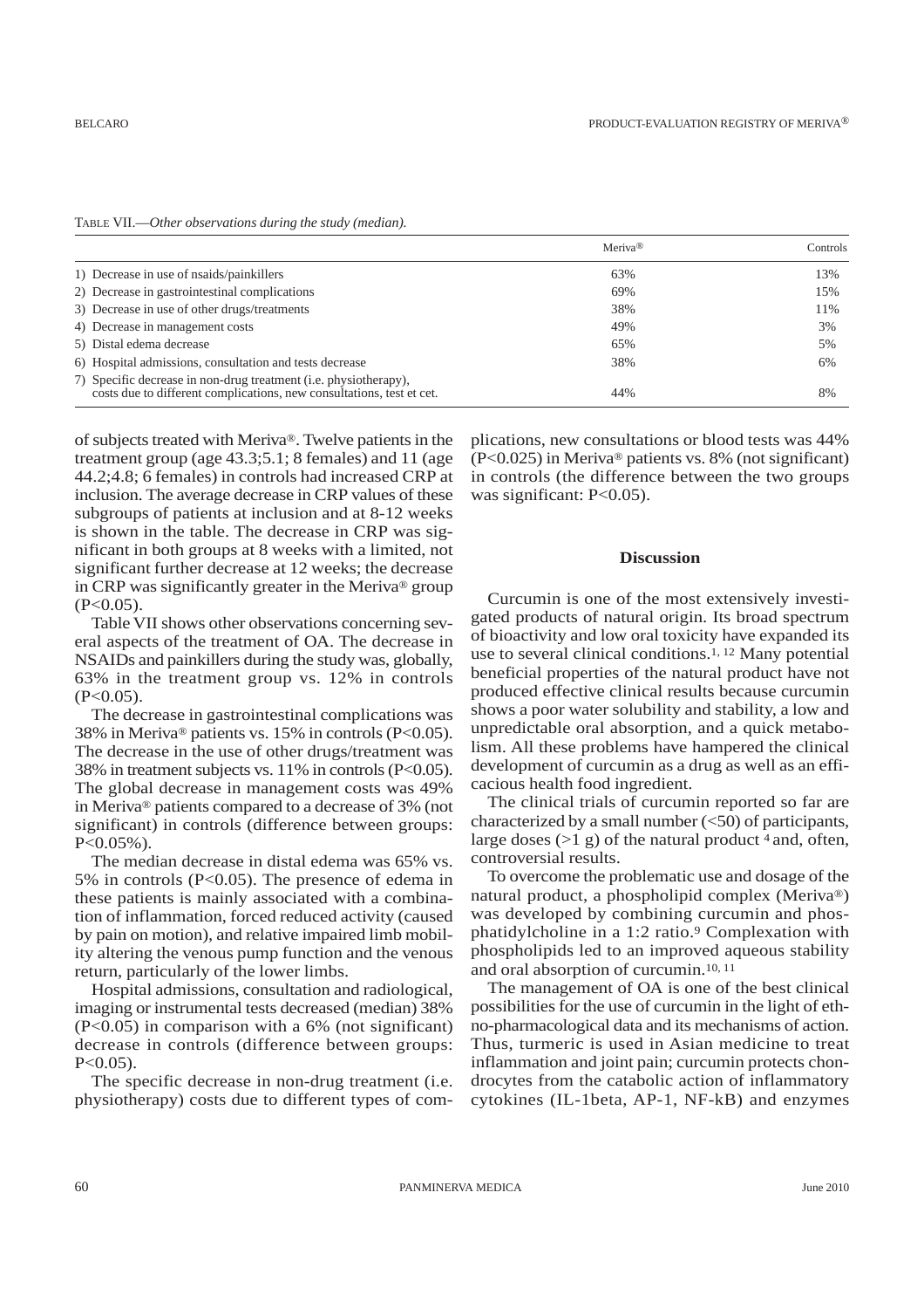TABLE VII.—*Other observations during the study (median).*

| | Meriva® | Controls |
|---|---|---|
| 1) Decrease in use of nsaids/painkillers | 63% | 13% |
| 2) Decrease in gastrointestinal complications | 69% | 15% |
| 3) Decrease in use of other drugs/treatments | 38% | 11% |
| 4) Decrease in management costs | 49% | 3% |
| 5) Distal edema decrease | 65% | 5% |
| 6) Hospital admissions, consultation and tests decrease | 38% | 6% |
| 7) Specific decrease in non-drug treatment (i.e. physiotherapy), costs due to different complications, new consultations, test et cet. | 44% | 8% |

of subjects treated with Meriva®. Twelve patients in the treatment group (age 43.3;5.1; 8 females) and 11 (age 44.2;4.8; 6 females) in controls had increased CRP at inclusion. The average decrease in CRP values of these subgroups of patients at inclusion and at 8-12 weeks is shown in the table. The decrease in CRP was significant in both groups at 8 weeks with a limited, not significant further decrease at 12 weeks; the decrease in CRP was significantly greater in the Meriva® group ($P<0.05$).

Table VII shows other observations concerning several aspects of the treatment of OA. The decrease in NSAIDs and painkillers during the study was, globally, 63% in the treatment group vs. 12% in controls ($P<0.05$).

The decrease in gastrointestinal complications was 38% in Meriva® patients vs. 15% in controls ($P<0.05$). The decrease in the use of other drugs/treatment was 38% in treatment subjects vs. 11% in controls ($P<0.05$). The global decrease in management costs was 49% in Meriva® patients compared to a decrease of 3% (not significant) in controls (difference between groups: $P<0.05$%).

The median decrease in distal edema was 65% vs. 5% in controls ($P<0.05$). The presence of edema in these patients is mainly associated with a combination of inflammation, forced reduced activity (caused by pain on motion), and relative impaired limb mobility altering the venous pump function and the venous return, particularly of the lower limbs.

Hospital admissions, consultation and radiological, imaging or instrumental tests decreased (median) 38% ($P<0.05$) in comparison with a 6% (not significant) decrease in controls (difference between groups: $P<0.05$).

The specific decrease in non-drug treatment (i.e. physiotherapy) costs due to different types of complications, new consultations or blood tests was 44% ($P<0.025$) in Meriva® patients vs. 8% (not significant) in controls (the difference between the two groups was significant: $P<0.05$).

## Discussion

Curcumin is one of the most extensively investigated products of natural origin. Its broad spectrum of bioactivity and low oral toxicity have expanded its use to several clinical conditions.[1, 12] Many potential beneficial properties of the natural product have not produced effective clinical results because curcumin shows a poor water solubility and stability, a low and unpredictable oral absorption, and a quick metabolism. All these problems have hampered the clinical development of curcumin as a drug as well as an efficacious health food ingredient.

The clinical trials of curcumin reported so far are characterized by a small number (<50) of participants, large doses (>1 g) of the natural product [4] and, often, controversial results.

To overcome the problematic use and dosage of the natural product, a phospholipid complex (Meriva®) was developed by combining curcumin and phosphatidylcholine in a 1:2 ratio.[9] Complexation with phospholipids led to an improved aqueous stability and oral absorption of curcumin.[10, 11]

The management of OA is one of the best clinical possibilities for the use of curcumin in the light of ethno-pharmacological data and its mechanisms of action. Thus, turmeric is used in Asian medicine to treat inflammation and joint pain; curcumin protects chondrocytes from the catabolic action of inflammatory cytokines (IL-1beta, AP-1, NF-kB) and enzymes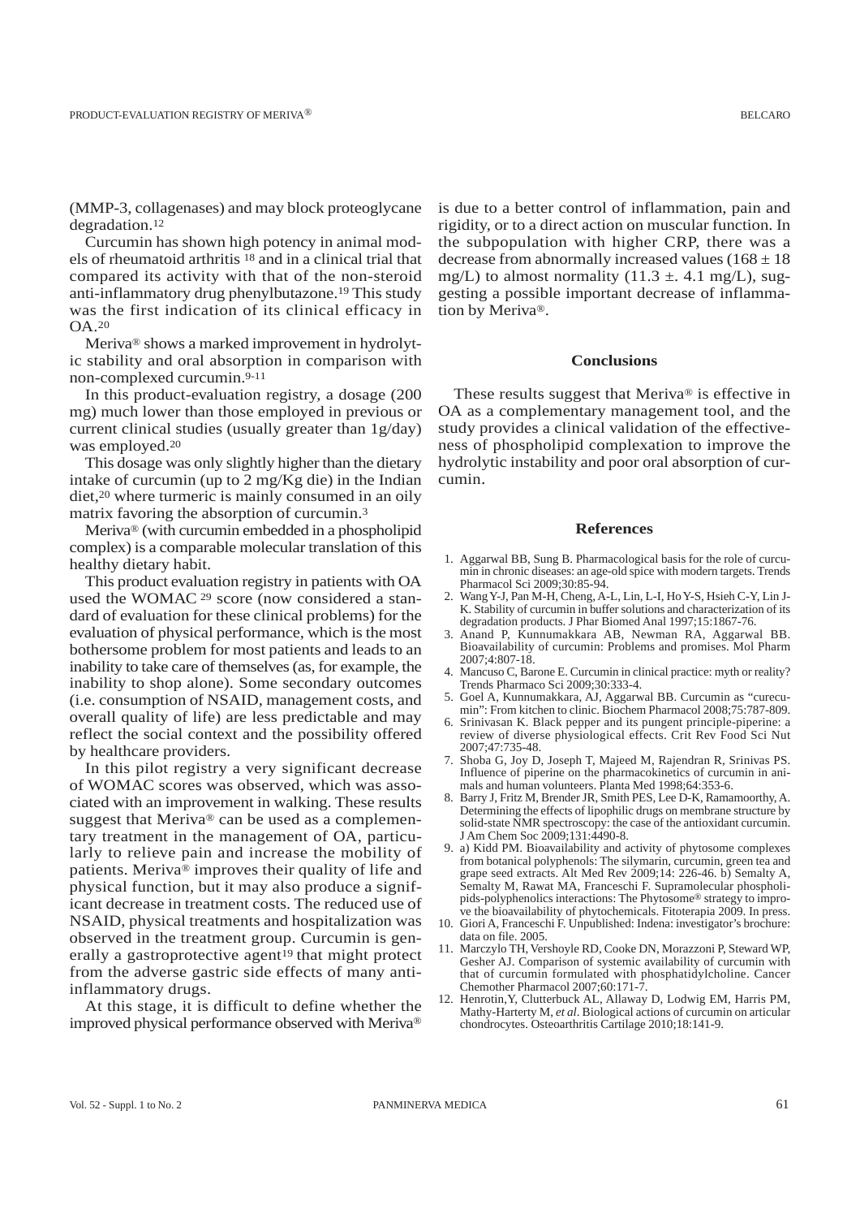(MMP-3, collagenases) and may block proteoglycane degradation.[12]

Curcumin has shown high potency in animal models of rheumatoid arthritis [18] and in a clinical trial that compared its activity with that of the non-steroid anti-inflammatory drug phenylbutazone.[19] This study was the first indication of its clinical efficacy in OA.[20]

Meriva® shows a marked improvement in hydrolytic stability and oral absorption in comparison with non-complexed curcumin.[9-11]

In this product-evaluation registry, a dosage (200 mg) much lower than those employed in previous or current clinical studies (usually greater than 1g/day) was employed.[20]

This dosage was only slightly higher than the dietary intake of curcumin (up to 2 mg/Kg die) in the Indian diet,[20] where turmeric is mainly consumed in an oily matrix favoring the absorption of curcumin.[3]

Meriva® (with curcumin embedded in a phospholipid complex) is a comparable molecular translation of this healthy dietary habit.

This product evaluation registry in patients with OA used the WOMAC [29] score (now considered a standard of evaluation for these clinical problems) for the evaluation of physical performance, which is the most bothersome problem for most patients and leads to an inability to take care of themselves (as, for example, the inability to shop alone). Some secondary outcomes (i.e. consumption of NSAID, management costs, and overall quality of life) are less predictable and may reflect the social context and the possibility offered by healthcare providers.

In this pilot registry a very significant decrease of WOMAC scores was observed, which was associated with an improvement in walking. These results suggest that Meriva® can be used as a complementary treatment in the management of OA, particularly to relieve pain and increase the mobility of patients. Meriva® improves their quality of life and physical function, but it may also produce a significant decrease in treatment costs. The reduced use of NSAID, physical treatments and hospitalization was observed in the treatment group. Curcumin is generally a gastroprotective agent[19] that might protect from the adverse gastric side effects of many anti-inflammatory drugs.

At this stage, it is difficult to define whether the improved physical performance observed with Meriva® is due to a better control of inflammation, pain and rigidity, or to a direct action on muscular function. In the subpopulation with higher CRP, there was a decrease from abnormally increased values ($168 \pm 18$ mg/L) to almost normality ($11.3 \pm. 4.1$ mg/L), suggesting a possible important decrease of inflammation by Meriva®.

## Conclusions

These results suggest that Meriva® is effective in OA as a complementary management tool, and the study provides a clinical validation of the effectiveness of phospholipid complexation to improve the hydrolytic instability and poor oral absorption of curcumin.

## References

1. Aggarwal BB, Sung B. Pharmacological basis for the role of curcumin in chronic diseases: an age-old spice with modern targets. Trends Pharmacol Sci 2009;30:85-94.
2. Wang Y-J, Pan M-H, Cheng, A-L, Lin, L-I, Ho Y-S, Hsieh C-Y, Lin J-K. Stability of curcumin in buffer solutions and characterization of its degradation products. J Phar Biomed Anal 1997;15:1867-76.
3. Anand P, Kunnumakkara AB, Newman RA, Aggarwal BB. Bioavailability of curcumin: Problems and promises. Mol Pharm 2007;4:807-18.
4. Mancuso C, Barone E. Curcumin in clinical practice: myth or reality? Trends Pharmaco Sci 2009;30:333-4.
5. Goel A, Kunnumakkara, AJ, Aggarwal BB. Curcumin as "curecumin": From kitchen to clinic. Biochem Pharmacol 2008;75:787-809.
6. Srinivasan K. Black pepper and its pungent principle-piperine: a review of diverse physiological effects. Crit Rev Food Sci Nut 2007;47:735-48.
7. Shoba G, Joy D, Joseph T, Majeed M, Rajendran R, Srinivas PS. Influence of piperine on the pharmacokinetics of curcumin in animals and human volunteers. Planta Med 1998;64:353-6.
8. Barry J, Fritz M, Brender JR, Smith PES, Lee D-K, Ramamoorthy, A. Determining the effects of lipophilic drugs on membrane structure by solid-state NMR spectroscopy: the case of the antioxidant curcumin. J Am Chem Soc 2009;131:4490-8.
9. a) Kidd PM. Bioavailability and activity of phytosome complexes from botanical polyphenols: The silymarin, curcumin, green tea and grape seed extracts. Alt Med Rev 2009;14: 226-46. b) Semalty A, Semalty M, Rawat MA, Franceschi F. Supramolecular phospholipids-polyphenolics interactions: The Phytosome® strategy to improve the bioavailability of phytochemicals. Fitoterapia 2009. In press.
10. Giori A, Franceschi F. Unpublished: Indena: investigator's brochure: data on file. 2005.
11. Marczylo TH, Vershoyle RD, Cooke DN, Morazzoni P, Steward WP, Gesher AJ. Comparison of systemic availability of curcumin with that of curcumin formulated with phosphatidylcholine. Cancer Chemother Pharmacol 2007;60:171-7.
12. Henrotin,Y, Clutterbuck AL, Allaway D, Lodwig EM, Harris PM, Mathy-Harterty M, *et al*. Biological actions of curcumin on articular chondrocytes. Osteoarthritis Cartilage 2010;18:141-9.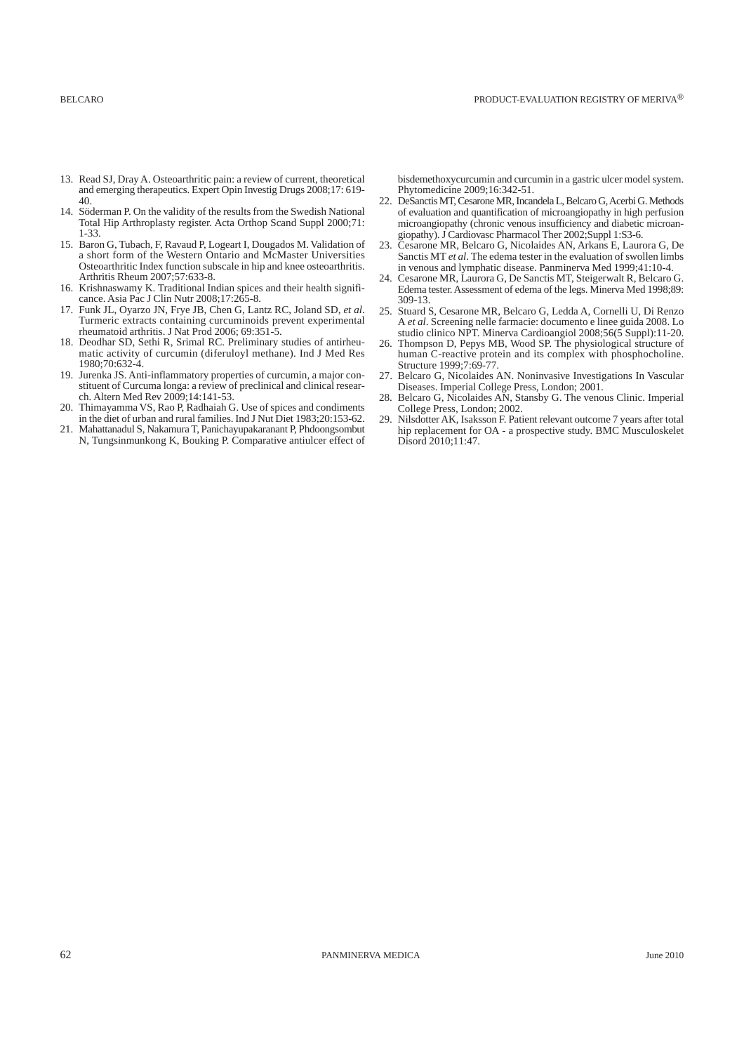13. Read SJ, Dray A. Osteoarthritic pain: a review of current, theoretical and emerging therapeutics. Expert Opin Investig Drugs 2008;17: 619-40.
14. Söderman P. On the validity of the results from the Swedish National Total Hip Arthroplasty register. Acta Orthop Scand Suppl 2000;71: 1-33.
15. Baron G, Tubach, F, Ravaud P, Logeart I, Dougados M. Validation of a short form of the Western Ontario and McMaster Universities Osteoarthritic Index function subscale in hip and knee osteoarthritis. Arthritis Rheum 2007;57:633-8.
16. Krishnaswamy K. Traditional Indian spices and their health significance. Asia Pac J Clin Nutr 2008;17:265-8.
17. Funk JL, Oyarzo JN, Frye JB, Chen G, Lantz RC, Joland SD, *et al*. Turmeric extracts containing curcuminoids prevent experimental rheumatoid arthritis. J Nat Prod 2006; 69:351-5.
18. Deodhar SD, Sethi R, Srimal RC. Preliminary studies of antirheumatic activity of curcumin (diferuloyl methane). Ind J Med Res 1980;70:632-4.
19. Jurenka JS. Anti-inflammatory properties of curcumin, a major constituent of Curcuma longa: a review of preclinical and clinical research. Altern Med Rev 2009;14:141-53.
20. Thimayamma VS, Rao P, Radhaiah G. Use of spices and condiments in the diet of urban and rural families. Ind J Nut Diet 1983;20:153-62.
21. Mahattanadul S, Nakamura T, Panichayupakaranant P, Phdoongsombut N, Tungsinmunkong K, Bouking P. Comparative antiulcer effect of bisdemethoxycurcumin and curcumin in a gastric ulcer model system. Phytomedicine 2009;16:342-51.
22. DeSanctis MT, Cesarone MR, Incandela L, Belcaro G, Acerbi G. Methods of evaluation and quantification of microangiopathy in high perfusion microangiopathy (chronic venous insufficiency and diabetic microangiopathy). J Cardiovasc Pharmacol Ther 2002;Suppl 1:S3-6.
23. Cesarone MR, Belcaro G, Nicolaides AN, Arkans E, Laurora G, De Sanctis MT *et al*. The edema tester in the evaluation of swollen limbs in venous and lymphatic disease. Panminerva Med 1999;41:10-4.
24. Cesarone MR, Laurora G, De Sanctis MT, Steigerwalt R, Belcaro G. Edema tester. Assessment of edema of the legs. Minerva Med 1998;89: 309-13.
25. Stuard S, Cesarone MR, Belcaro G, Ledda A, Cornelli U, Di Renzo A *et al*. Screening nelle farmacie: documento e linee guida 2008. Lo studio clinico NPT. Minerva Cardioangiol 2008;56(5 Suppl):11-20.
26. Thompson D, Pepys MB, Wood SP. The physiological structure of human C-reactive protein and its complex with phosphocholine. Structure 1999;7:69-77.
27. Belcaro G, Nicolaides AN. Noninvasive Investigations In Vascular Diseases. Imperial College Press, London; 2001.
28. Belcaro G, Nicolaides AN, Stansby G. The venous Clinic. Imperial College Press, London; 2002.
29. Nilsdotter AK, Isaksson F. Patient relevant outcome 7 years after total hip replacement for OA - a prospective study. BMC Musculoskelet Disord 2010;11:47.